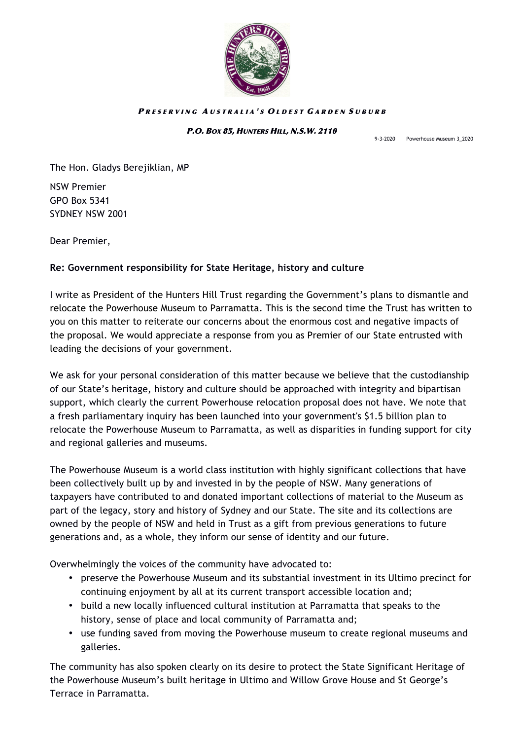***PRESERVING AUSTRALIA'S OLDEST GARDEN SUBURB***

***P.O. BOX 85, HUNTERS HILL, N.S.W. 2110***

9-3-2020 Powerhouse Museum 3_2020

The Hon. Gladys Berejiklian, MP

NSW Premier
GPO Box 5341
SYDNEY NSW 2001

Dear Premier,

**Re: Government responsibility for State Heritage, history and culture**

I write as President of the Hunters Hill Trust regarding the Government's plans to dismantle and relocate the Powerhouse Museum to Parramatta. This is the second time the Trust has written to you on this matter to reiterate our concerns about the enormous cost and negative impacts of the proposal. We would appreciate a response from you as Premier of our State entrusted with leading the decisions of your government.

We ask for your personal consideration of this matter because we believe that the custodianship of our State's heritage, history and culture should be approached with integrity and bipartisan support, which clearly the current Powerhouse relocation proposal does not have. We note that a fresh parliamentary inquiry has been launched into your government's $1.5 billion plan to relocate the Powerhouse Museum to Parramatta, as well as disparities in funding support for city and regional galleries and museums.

The Powerhouse Museum is a world class institution with highly significant collections that have been collectively built up by and invested in by the people of NSW. Many generations of taxpayers have contributed to and donated important collections of material to the Museum as part of the legacy, story and history of Sydney and our State. The site and its collections are owned by the people of NSW and held in Trust as a gift from previous generations to future generations and, as a whole, they inform our sense of identity and our future.

Overwhelmingly the voices of the community have advocated to:

- preserve the Powerhouse Museum and its substantial investment in its Ultimo precinct for continuing enjoyment by all at its current transport accessible location and;
- build a new locally influenced cultural institution at Parramatta that speaks to the history, sense of place and local community of Parramatta and;
- use funding saved from moving the Powerhouse museum to create regional museums and galleries.

The community has also spoken clearly on its desire to protect the State Significant Heritage of the Powerhouse Museum's built heritage in Ultimo and Willow Grove House and St George's Terrace in Parramatta.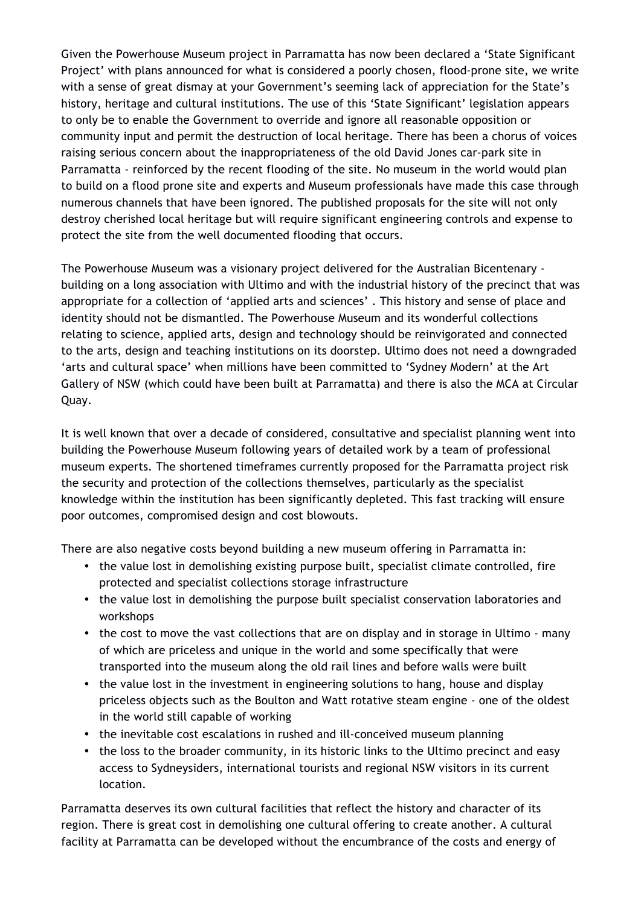Given the Powerhouse Museum project in Parramatta has now been declared a 'State Significant Project' with plans announced for what is considered a poorly chosen, flood-prone site, we write with a sense of great dismay at your Government's seeming lack of appreciation for the State's history, heritage and cultural institutions. The use of this 'State Significant' legislation appears to only be to enable the Government to override and ignore all reasonable opposition or community input and permit the destruction of local heritage. There has been a chorus of voices raising serious concern about the inappropriateness of the old David Jones car-park site in Parramatta - reinforced by the recent flooding of the site. No museum in the world would plan to build on a flood prone site and experts and Museum professionals have made this case through numerous channels that have been ignored. The published proposals for the site will not only destroy cherished local heritage but will require significant engineering controls and expense to protect the site from the well documented flooding that occurs.

The Powerhouse Museum was a visionary project delivered for the Australian Bicentenary - building on a long association with Ultimo and with the industrial history of the precinct that was appropriate for a collection of 'applied arts and sciences' . This history and sense of place and identity should not be dismantled. The Powerhouse Museum and its wonderful collections relating to science, applied arts, design and technology should be reinvigorated and connected to the arts, design and teaching institutions on its doorstep. Ultimo does not need a downgraded 'arts and cultural space' when millions have been committed to 'Sydney Modern' at the Art Gallery of NSW (which could have been built at Parramatta) and there is also the MCA at Circular Quay.

It is well known that over a decade of considered, consultative and specialist planning went into building the Powerhouse Museum following years of detailed work by a team of professional museum experts. The shortened timeframes currently proposed for the Parramatta project risk the security and protection of the collections themselves, particularly as the specialist knowledge within the institution has been significantly depleted. This fast tracking will ensure poor outcomes, compromised design and cost blowouts.

There are also negative costs beyond building a new museum offering in Parramatta in:

- the value lost in demolishing existing purpose built, specialist climate controlled, fire protected and specialist collections storage infrastructure
- the value lost in demolishing the purpose built specialist conservation laboratories and workshops
- the cost to move the vast collections that are on display and in storage in Ultimo - many of which are priceless and unique in the world and some specifically that were transported into the museum along the old rail lines and before walls were built
- the value lost in the investment in engineering solutions to hang, house and display priceless objects such as the Boulton and Watt rotative steam engine - one of the oldest in the world still capable of working
- the inevitable cost escalations in rushed and ill-conceived museum planning
- the loss to the broader community, in its historic links to the Ultimo precinct and easy access to Sydneysiders, international tourists and regional NSW visitors in its current location.

Parramatta deserves its own cultural facilities that reflect the history and character of its region. There is great cost in demolishing one cultural offering to create another. A cultural facility at Parramatta can be developed without the encumbrance of the costs and energy of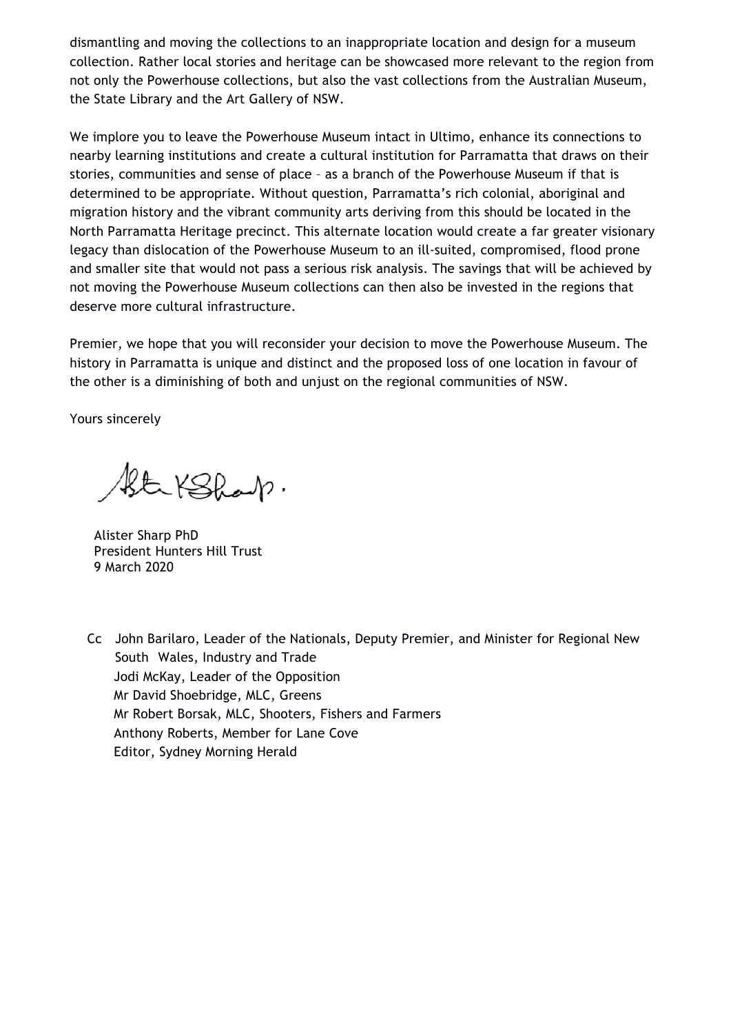dismantling and moving the collections to an inappropriate location and design for a museum collection. Rather local stories and heritage can be showcased more relevant to the region from not only the Powerhouse collections, but also the vast collections from the Australian Museum, the State Library and the Art Gallery of NSW.

We implore you to leave the Powerhouse Museum intact in Ultimo, enhance its connections to nearby learning institutions and create a cultural institution for Parramatta that draws on their stories, communities and sense of place – as a branch of the Powerhouse Museum if that is determined to be appropriate. Without question, Parramatta's rich colonial, aboriginal and migration history and the vibrant community arts deriving from this should be located in the North Parramatta Heritage precinct. This alternate location would create a far greater visionary legacy than dislocation of the Powerhouse Museum to an ill-suited, compromised, flood prone and smaller site that would not pass a serious risk analysis. The savings that will be achieved by not moving the Powerhouse Museum collections can then also be invested in the regions that deserve more cultural infrastructure.

Premier, we hope that you will reconsider your decision to move the Powerhouse Museum. The history in Parramatta is unique and distinct and the proposed loss of one location in favour of the other is a diminishing of both and unjust on the regional communities of NSW.

Yours sincerely

Alister Sharp PhD
President Hunters Hill Trust
9 March 2020

Cc John Barilaro, Leader of the Nationals, Deputy Premier, and Minister for Regional New South Wales, Industry and Trade
Jodi McKay, Leader of the Opposition
Mr David Shoebridge, MLC, Greens
Mr Robert Borsak, MLC, Shooters, Fishers and Farmers
Anthony Roberts, Member for Lane Cove
Editor, Sydney Morning Herald